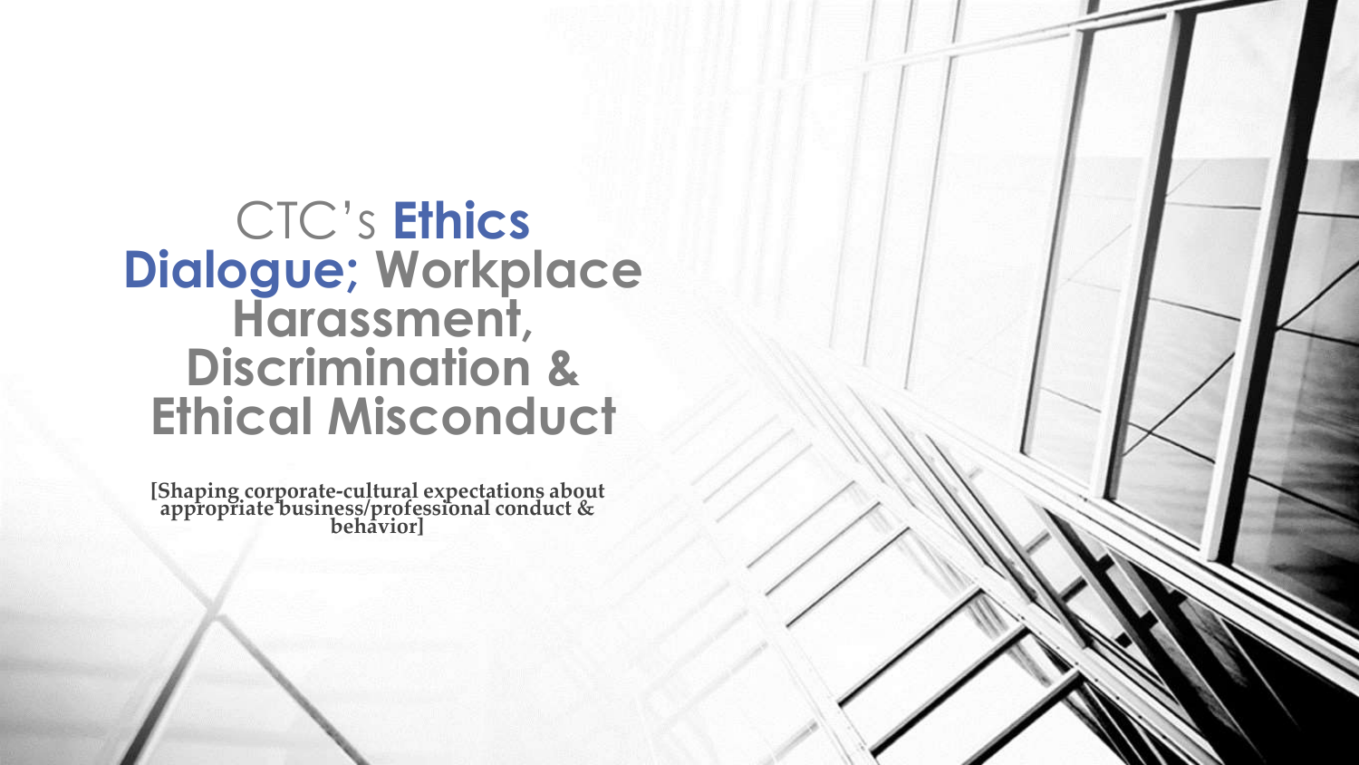# CTC's **Ethics Dialogue; Workplace Harassment, Discrimination & Ethical Misconduct**

**[Shaping corporate-cultural expectations about appropriate business/professional conduct & behavior]**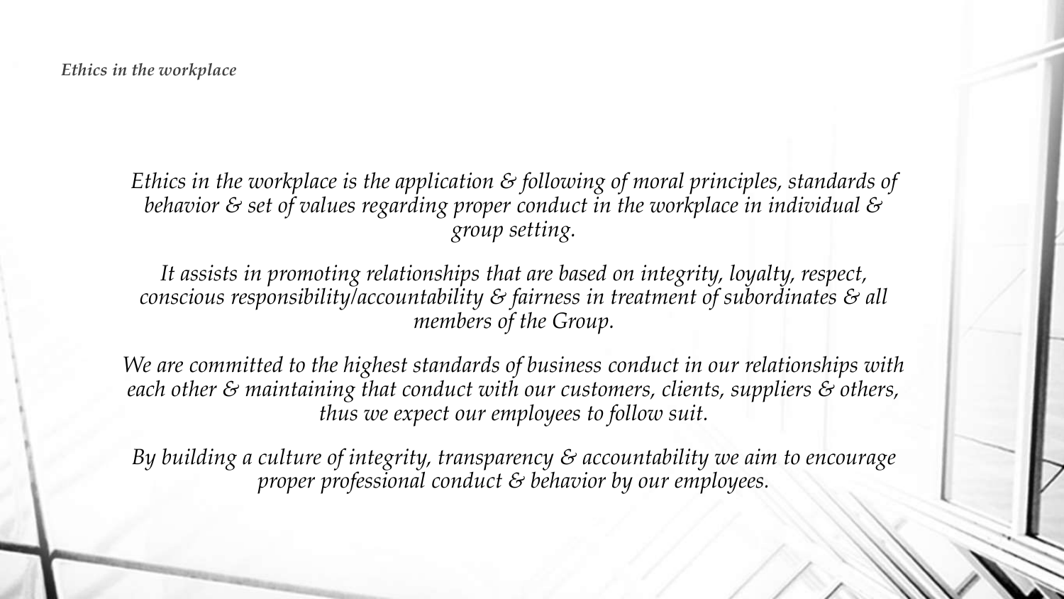*Ethics in the workplace*

*Ethics in the workplace is the application & following of moral principles, standards of behavior & set of values regarding proper conduct in the workplace in individual & group setting.*

*It assists in promoting relationships that are based on integrity, loyalty, respect, conscious responsibility/accountability & fairness in treatment of subordinates & all members of the Group.*

*We are committed to the highest standards of business conduct in our relationships with each other & maintaining that conduct with our customers, clients, suppliers & others, thus we expect our employees to follow suit.*

*By building a culture of integrity, transparency & accountability we aim to encourage proper professional conduct & behavior by our employees.*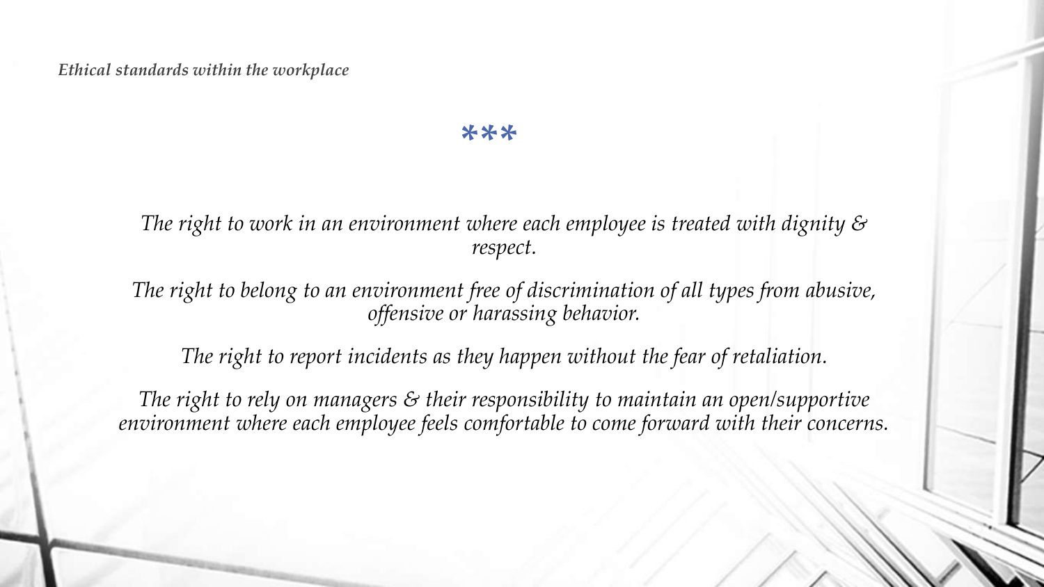*Ethical standards within the workplace*

***

*The right to work in an environment where each employee is treated with dignity & respect.*

*The right to belong to an environment free of discrimination of all types from abusive, offensive or harassing behavior.*

*The right to report incidents as they happen without the fear of retaliation.*

*The right to rely on managers & their responsibility to maintain an open/supportive environment where each employee feels comfortable to come forward with their concerns.*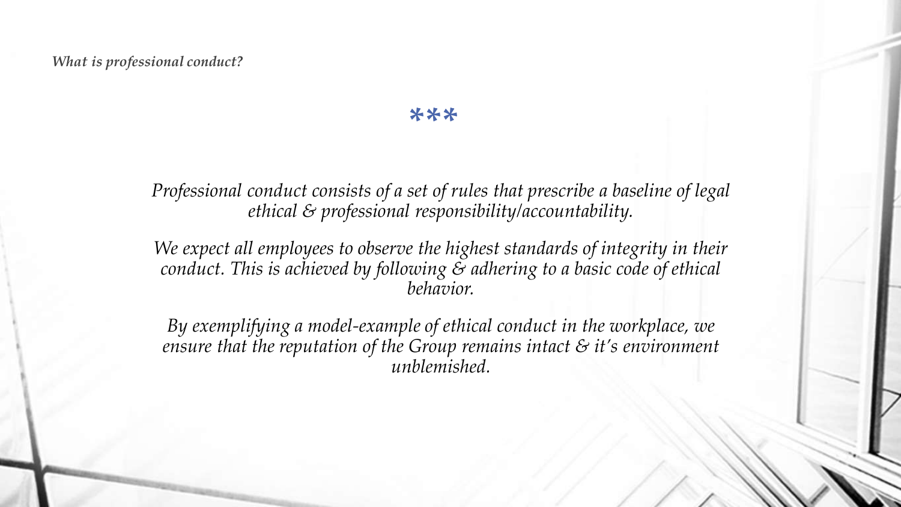***What is professional conduct?***

***

*Professional conduct consists of a set of rules that prescribe a baseline of legal ethical & professional responsibility/accountability.*

*We expect all employees to observe the highest standards of integrity in their conduct. This is achieved by following & adhering to a basic code of ethical behavior.*

*By exemplifying a model-example of ethical conduct in the workplace, we ensure that the reputation of the Group remains intact & it's environment unblemished.*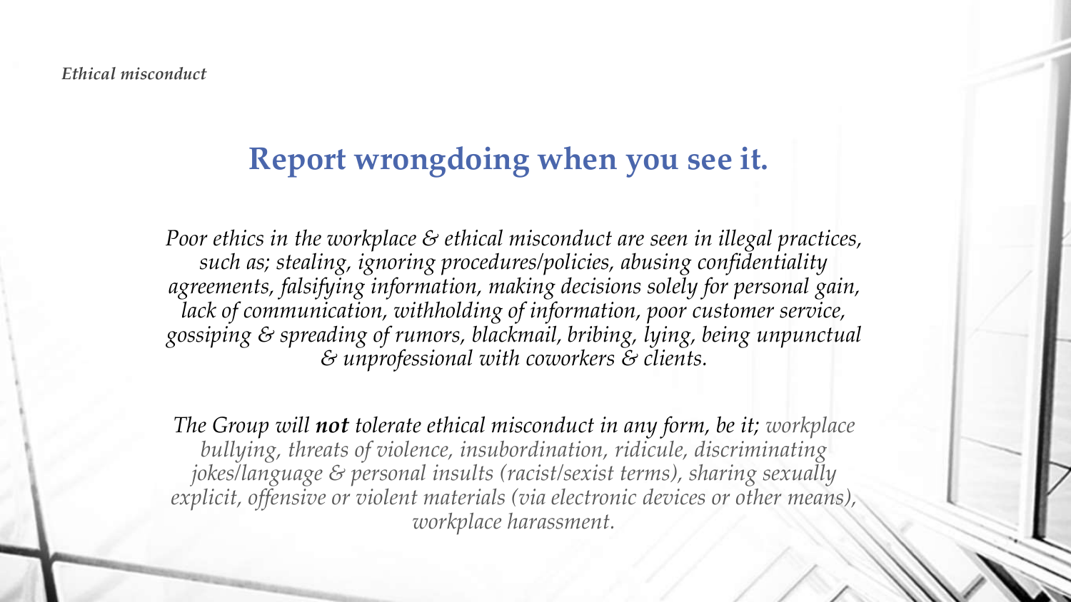*Ethical misconduct*

## Report wrongdoing when you see it.

*Poor ethics in the workplace & ethical misconduct are seen in illegal practices, such as; stealing, ignoring procedures/policies, abusing confidentiality agreements, falsifying information, making decisions solely for personal gain, lack of communication, withholding of information, poor customer service, gossiping & spreading of rumors, blackmail, bribing, lying, being unpunctual & unprofessional with coworkers & clients.*

*The Group will **not** tolerate ethical misconduct in any form, be it; workplace bullying, threats of violence, insubordination, ridicule, discriminating jokes/language & personal insults (racist/sexist terms), sharing sexually explicit, offensive or violent materials (via electronic devices or other means), workplace harassment.*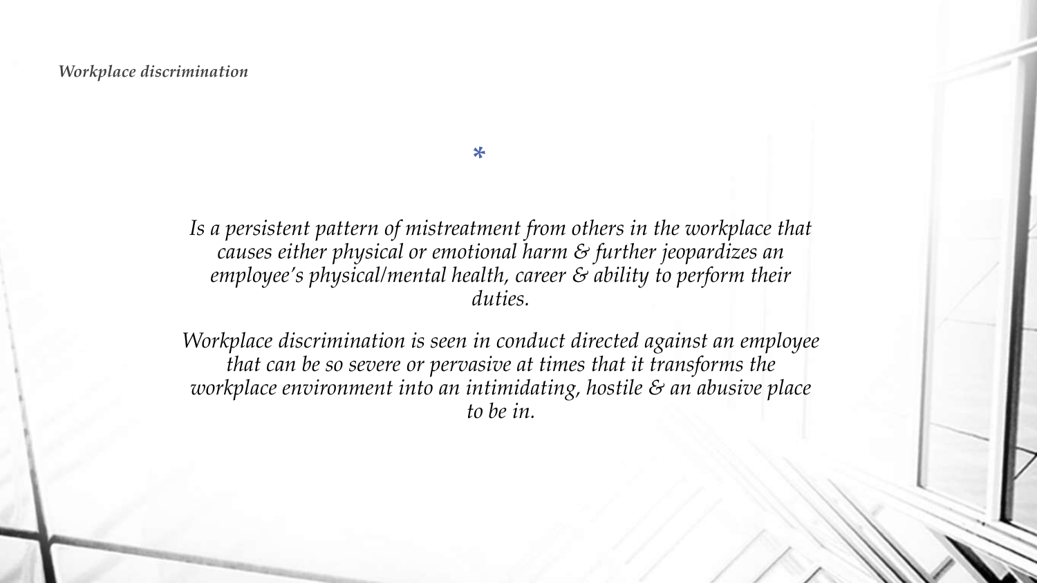*Workplace discrimination*

*

*Is a persistent pattern of mistreatment from others in the workplace that causes either physical or emotional harm & further jeopardizes an employee's physical/mental health, career & ability to perform their duties.*

*Workplace discrimination is seen in conduct directed against an employee that can be so severe or pervasive at times that it transforms the workplace environment into an intimidating, hostile & an abusive place to be in.*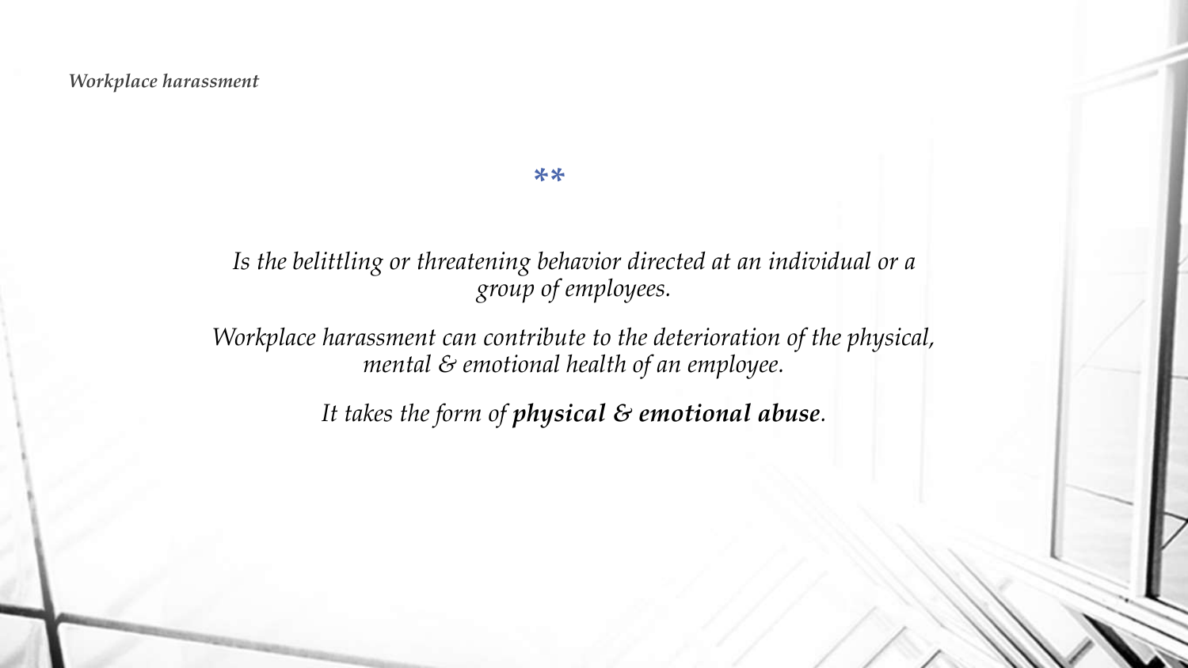*Workplace harassment*

**

*Is the belittling or threatening behavior directed at an individual or a group of employees.*

*Workplace harassment can contribute to the deterioration of the physical, mental & emotional health of an employee.*

*It takes the form of **physical & emotional abuse**.*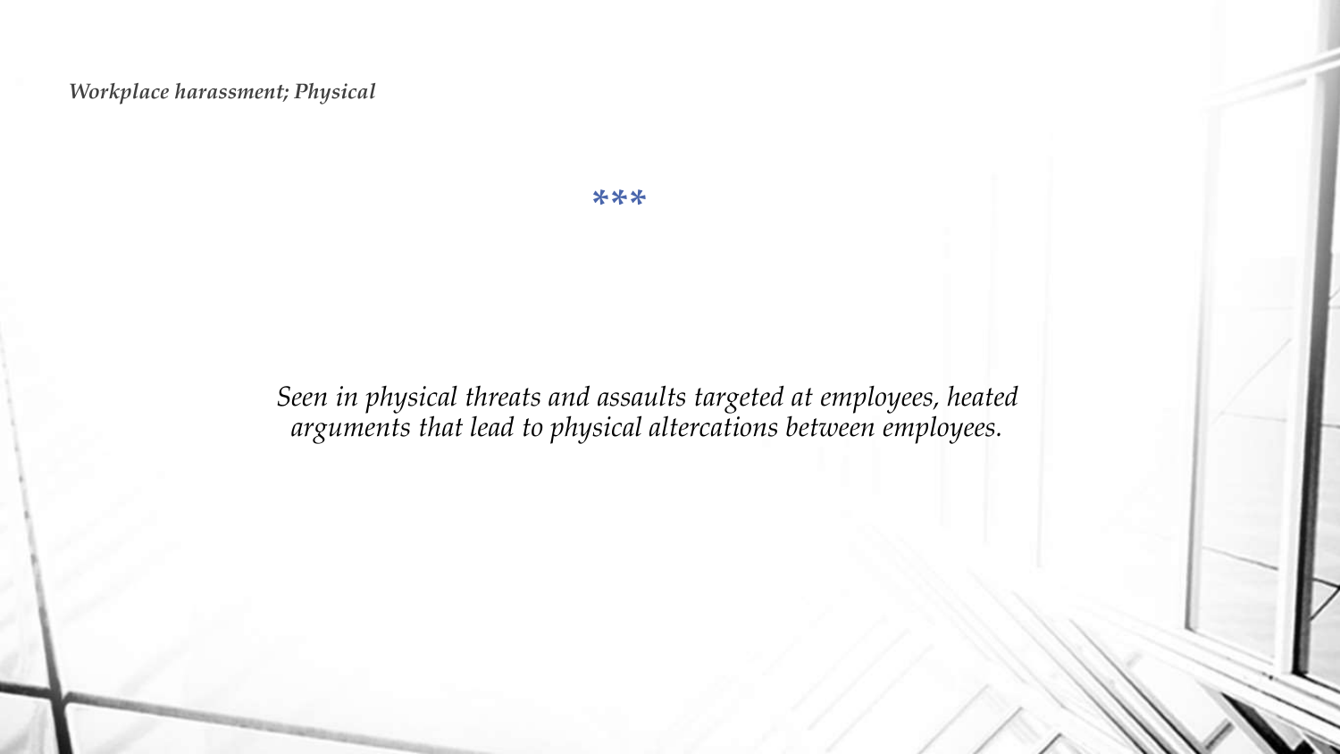***Workplace harassment; Physical***

***

*Seen in physical threats and assaults targeted at employees, heated arguments that lead to physical altercations between employees.*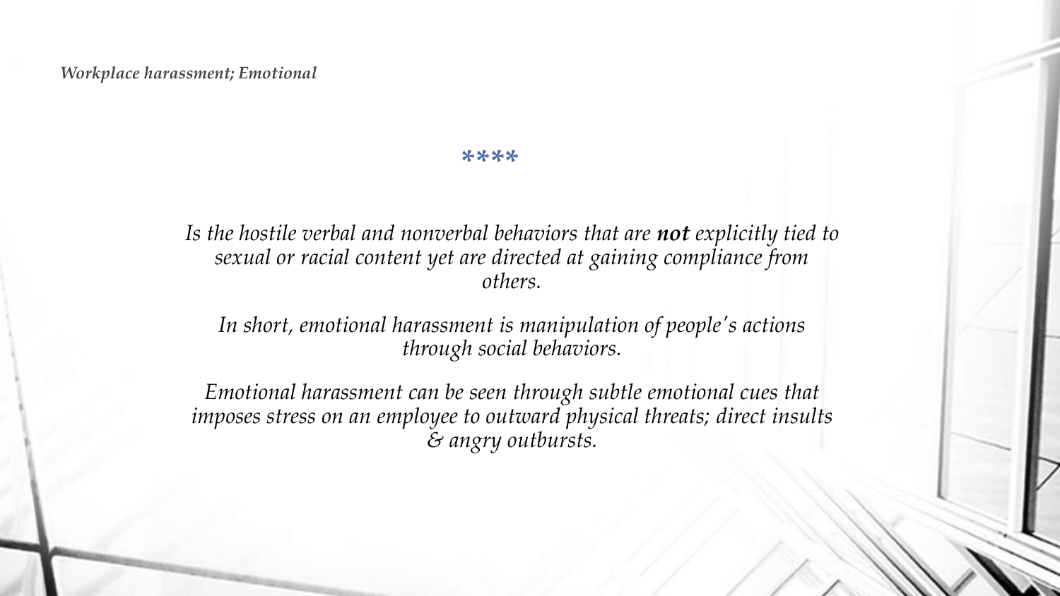*Workplace harassment; Emotional*

****

*Is the hostile verbal and nonverbal behaviors that are **not** explicitly tied to sexual or racial content yet are directed at gaining compliance from others.*

*In short, emotional harassment is manipulation of people's actions through social behaviors.*

*Emotional harassment can be seen through subtle emotional cues that imposes stress on an employee to outward physical threats; direct insults & angry outbursts.*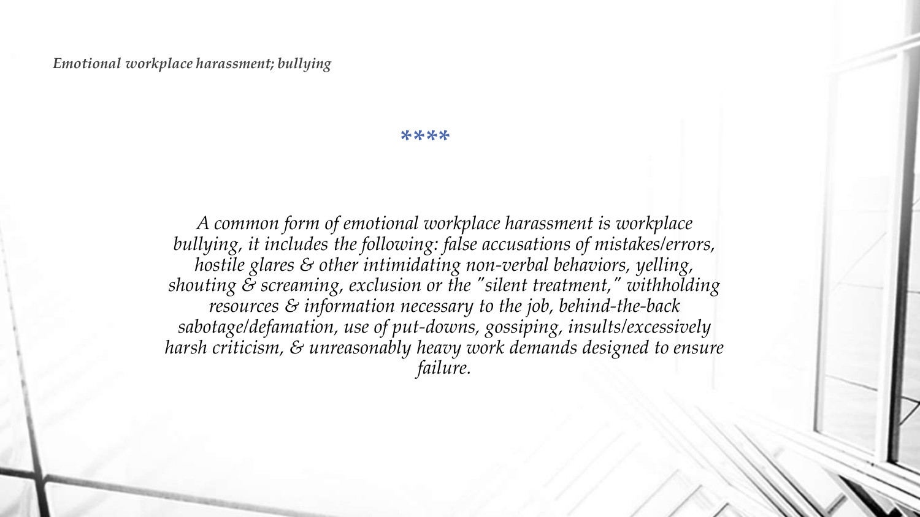***Emotional workplace harassment; bullying***

****

*A common form of emotional workplace harassment is workplace bullying, it includes the following: false accusations of mistakes/errors, hostile glares & other intimidating non-verbal behaviors, yelling, shouting & screaming, exclusion or the "silent treatment," withholding resources & information necessary to the job, behind-the-back sabotage/defamation, use of put-downs, gossiping, insults/excessively harsh criticism, & unreasonably heavy work demands designed to ensure failure.*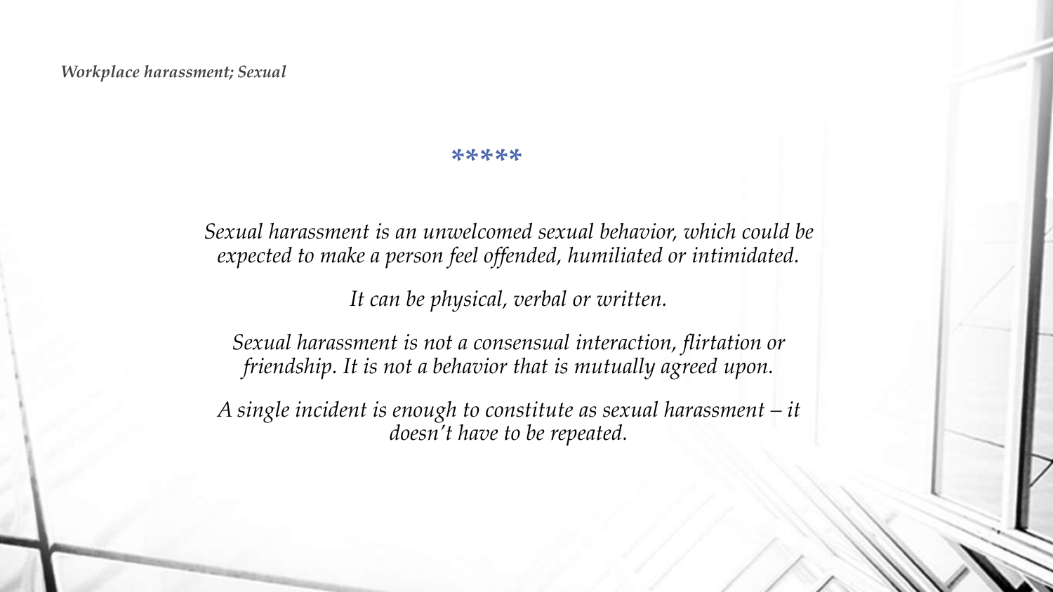*Workplace harassment; Sexual*

*****

*Sexual harassment is an unwelcomed sexual behavior, which could be expected to make a person feel offended, humiliated or intimidated.*

*It can be physical, verbal or written.*

*Sexual harassment is not a consensual interaction, flirtation or friendship. It is not a behavior that is mutually agreed upon.*

*A single incident is enough to constitute as sexual harassment – it doesn't have to be repeated.*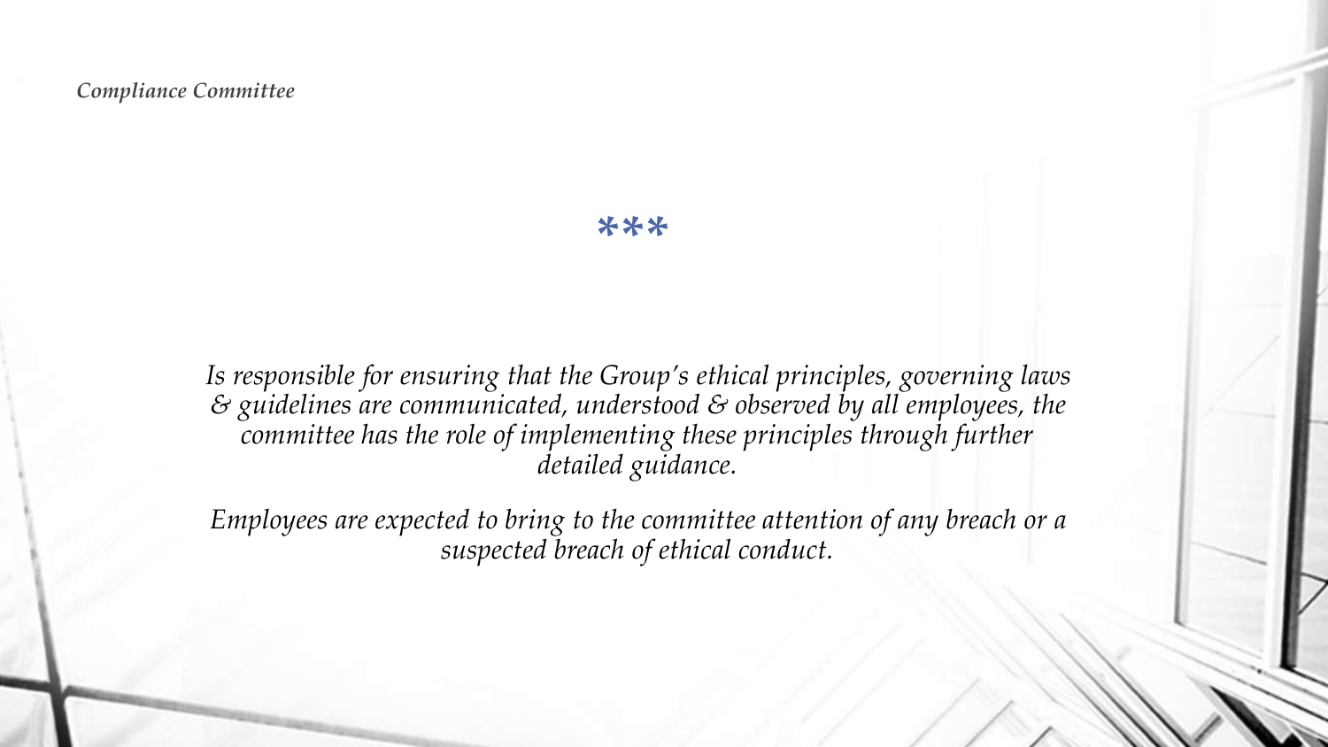***Compliance Committee***

***

*Is responsible for ensuring that the Group's ethical principles, governing laws & guidelines are communicated, understood & observed by all employees, the committee has the role of implementing these principles through further detailed guidance.*

*Employees are expected to bring to the committee attention of any breach or a suspected breach of ethical conduct.*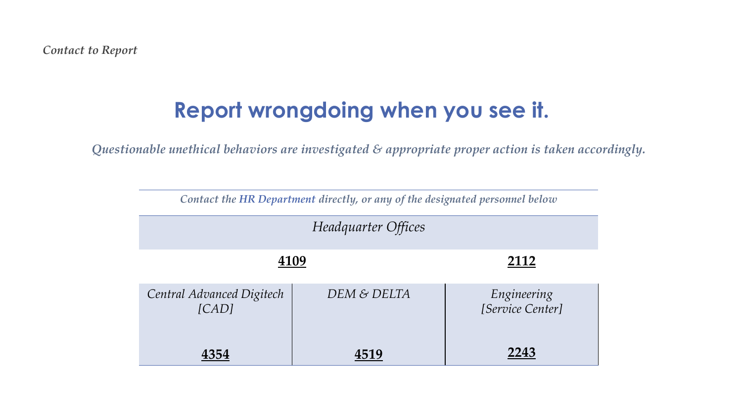*Contact to Report*

# Report wrongdoing when you see it.

***Questionable unethical behaviors are investigated & appropriate proper action is taken accordingly.***

***Contact the HR Department directly, or any of the designated personnel below***

| | | |
|---|---|---|
| *Headquarter Offices* | | |
| **4109** | | **2112** |
| *Central Advanced Digitech [CAD]* | *DEM & DELTA* | *Engineering [Service Center]* |
| **4354** | **4519** | **2243** |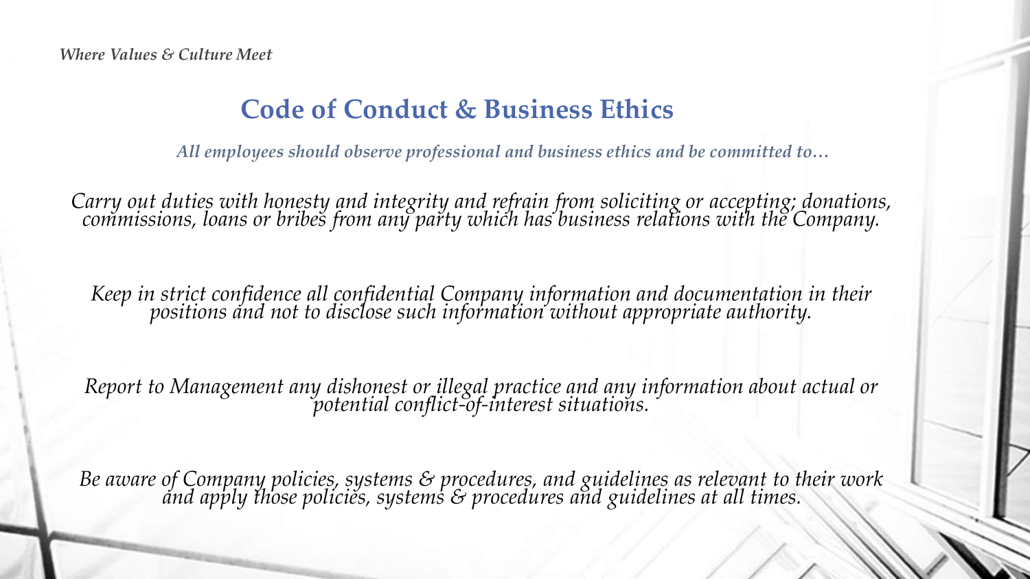*Where Values & Culture Meet*

## Code of Conduct & Business Ethics

***All employees should observe professional and business ethics and be committed to…***

*Carry out duties with honesty and integrity and refrain from soliciting or accepting; donations, commissions, loans or bribes from any party which has business relations with the Company.*

*Keep in strict confidence all confidential Company information and documentation in their positions and not to disclose such information without appropriate authority.*

*Report to Management any dishonest or illegal practice and any information about actual or potential conflict-of-interest situations.*

*Be aware of Company policies, systems & procedures, and guidelines as relevant to their work and apply those policies, systems & procedures and guidelines at all times.*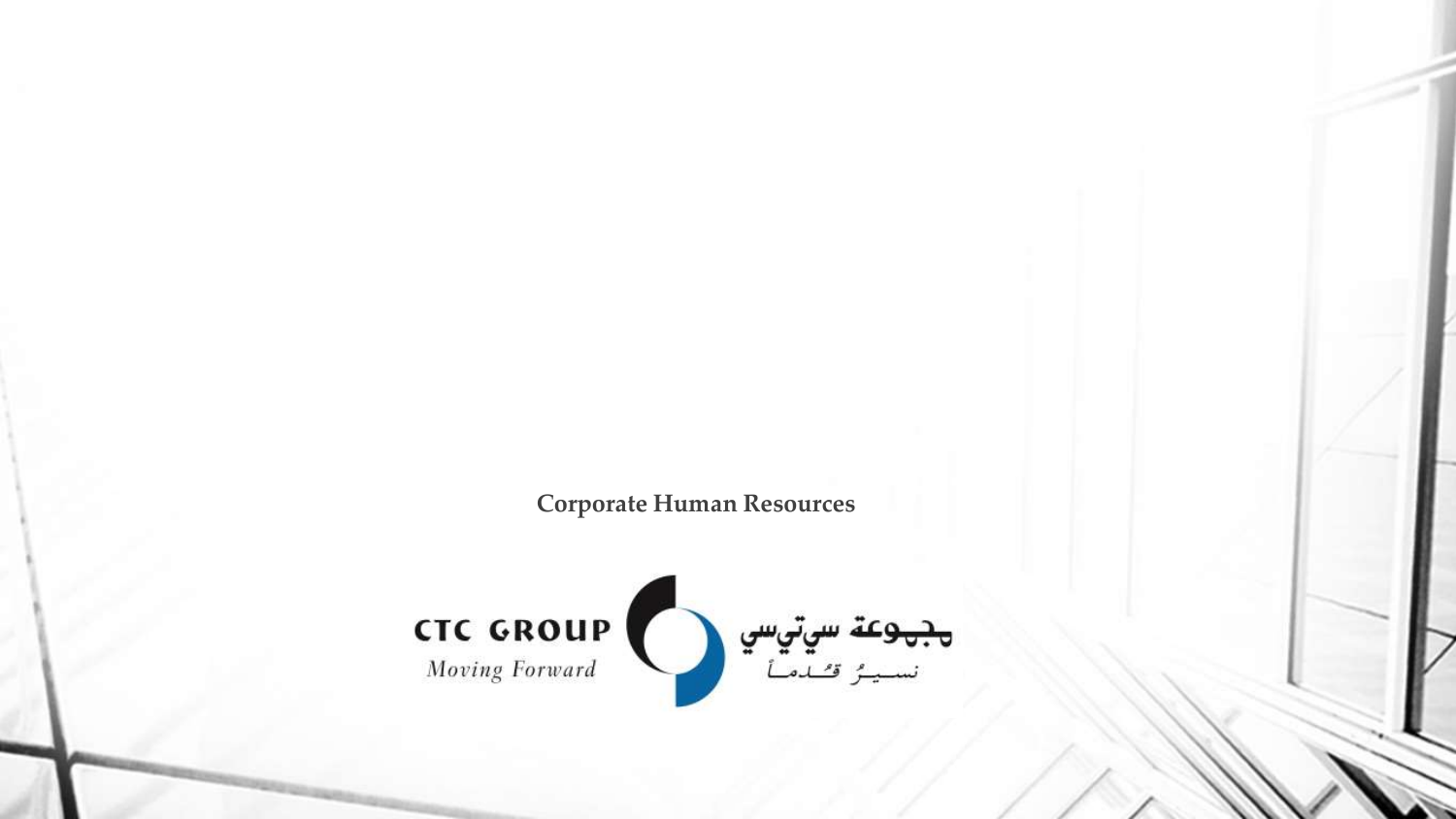**Corporate Human Resources**

CTC GROUP

*Moving Forward*

مجموعة سيتيسي

نسير قدماً